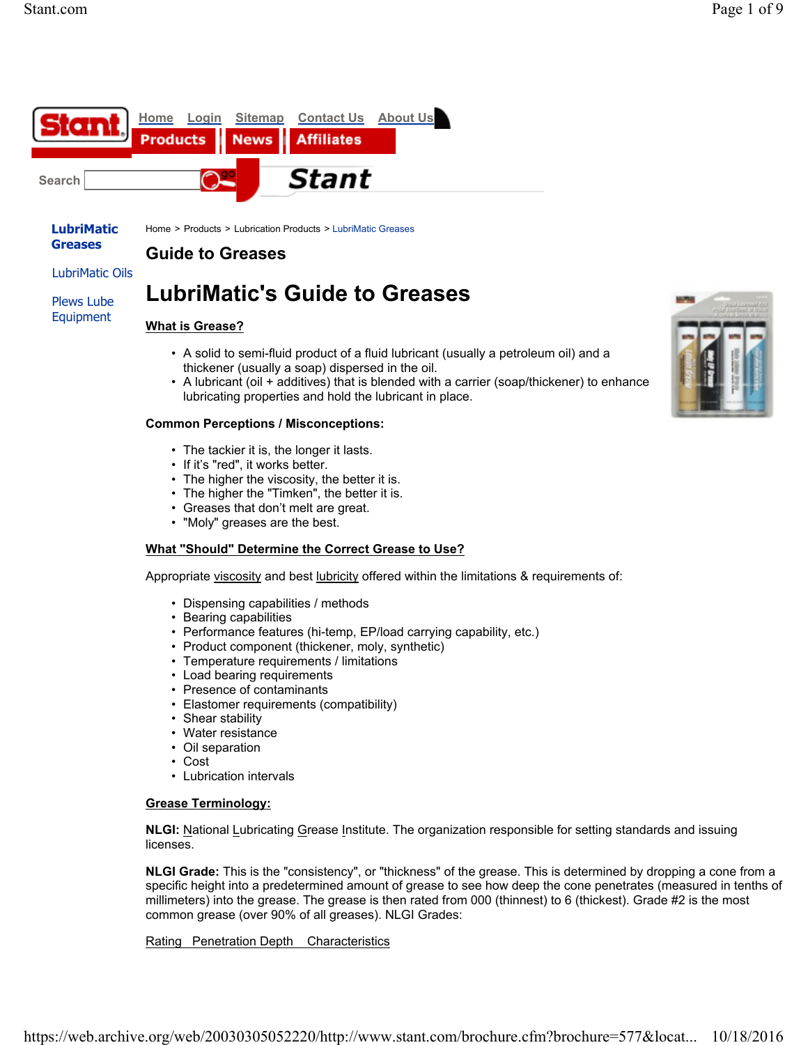Home Login Sitemap Contact Us About Us

Products News Affiliates

Search

Stant

LubriMatic Greases

LubriMatic Oils

Plews Lube Equipment

Home > Products > Lubrication Products > LubriMatic Greases

## Guide to Greases

# LubriMatic's Guide to Greases

### What is Grease?

- A solid to semi-fluid product of a fluid lubricant (usually a petroleum oil) and a thickener (usually a soap) dispersed in the oil.
- A lubricant (oil + additives) that is blended with a carrier (soap/thickener) to enhance lubricating properties and hold the lubricant in place.

**Common Perceptions / Misconceptions:**

- The tackier it is, the longer it lasts.
- If it's "red", it works better.
- The higher the viscosity, the better it is.
- The higher the "Timken", the better it is.
- Greases that don't melt are great.
- "Moly" greases are the best.

### What "Should" Determine the Correct Grease to Use?

Appropriate viscosity and best lubricity offered within the limitations & requirements of:

- Dispensing capabilities / methods
- Bearing capabilities
- Performance features (hi-temp, EP/load carrying capability, etc.)
- Product component (thickener, moly, synthetic)
- Temperature requirements / limitations
- Load bearing requirements
- Presence of contaminants
- Elastomer requirements (compatibility)
- Shear stability
- Water resistance
- Oil separation
- Cost
- Lubrication intervals

### Grease Terminology:

**NLGI:** National Lubricating Grease Institute. The organization responsible for setting standards and issuing licenses.

**NLGI Grade:** This is the "consistency", or "thickness" of the grease. This is determined by dropping a cone from a specific height into a predetermined amount of grease to see how deep the cone penetrates (measured in tenths of millimeters) into the grease. The grease is then rated from 000 (thinnest) to 6 (thickest). Grade #2 is the most common grease (over 90% of all greases). NLGI Grades:

| Rating | Penetration Depth | Characteristics |
|---|---|---|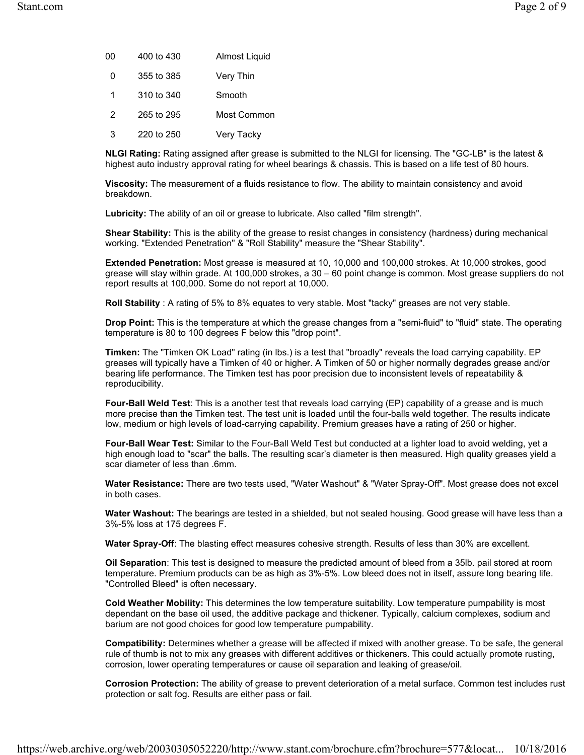| | | |
|---|---|---|
| 00 | 400 to 430 | Almost Liquid |
| 0 | 355 to 385 | Very Thin |
| 1 | 310 to 340 | Smooth |
| 2 | 265 to 295 | Most Common |
| 3 | 220 to 250 | Very Tacky |

**NLGI Rating:** Rating assigned after grease is submitted to the NLGI for licensing. The "GC-LB" is the latest & highest auto industry approval rating for wheel bearings & chassis. This is based on a life test of 80 hours.

**Viscosity:** The measurement of a fluids resistance to flow. The ability to maintain consistency and avoid breakdown.

**Lubricity:** The ability of an oil or grease to lubricate. Also called "film strength".

**Shear Stability:** This is the ability of the grease to resist changes in consistency (hardness) during mechanical working. "Extended Penetration" & "Roll Stability" measure the "Shear Stability".

**Extended Penetration:** Most grease is measured at 10, 10,000 and 100,000 strokes. At 10,000 strokes, good grease will stay within grade. At 100,000 strokes, a 30 – 60 point change is common. Most grease suppliers do not report results at 100,000. Some do not report at 10,000.

**Roll Stability** : A rating of 5% to 8% equates to very stable. Most "tacky" greases are not very stable.

**Drop Point:** This is the temperature at which the grease changes from a "semi-fluid" to "fluid" state. The operating temperature is 80 to 100 degrees F below this "drop point".

**Timken:** The "Timken OK Load" rating (in lbs.) is a test that "broadly" reveals the load carrying capability. EP greases will typically have a Timken of 40 or higher. A Timken of 50 or higher normally degrades grease and/or bearing life performance. The Timken test has poor precision due to inconsistent levels of repeatability & reproducibility.

**Four-Ball Weld Test**: This is a another test that reveals load carrying (EP) capability of a grease and is much more precise than the Timken test. The test unit is loaded until the four-balls weld together. The results indicate low, medium or high levels of load-carrying capability. Premium greases have a rating of 250 or higher.

**Four-Ball Wear Test:** Similar to the Four-Ball Weld Test but conducted at a lighter load to avoid welding, yet a high enough load to "scar" the balls. The resulting scar's diameter is then measured. High quality greases yield a scar diameter of less than .6mm.

**Water Resistance:** There are two tests used, "Water Washout" & "Water Spray-Off". Most grease does not excel in both cases.

**Water Washout:** The bearings are tested in a shielded, but not sealed housing. Good grease will have less than a 3%-5% loss at 175 degrees F.

**Water Spray-Off**: The blasting effect measures cohesive strength. Results of less than 30% are excellent.

**Oil Separation**: This test is designed to measure the predicted amount of bleed from a 35lb. pail stored at room temperature. Premium products can be as high as 3%-5%. Low bleed does not in itself, assure long bearing life. "Controlled Bleed" is often necessary.

**Cold Weather Mobility:** This determines the low temperature suitability. Low temperature pumpability is most dependant on the base oil used, the additive package and thickener. Typically, calcium complexes, sodium and barium are not good choices for good low temperature pumpability.

**Compatibility:** Determines whether a grease will be affected if mixed with another grease. To be safe, the general rule of thumb is not to mix any greases with different additives or thickeners. This could actually promote rusting, corrosion, lower operating temperatures or cause oil separation and leaking of grease/oil.

**Corrosion Protection:** The ability of grease to prevent deterioration of a metal surface. Common test includes rust protection or salt fog. Results are either pass or fail.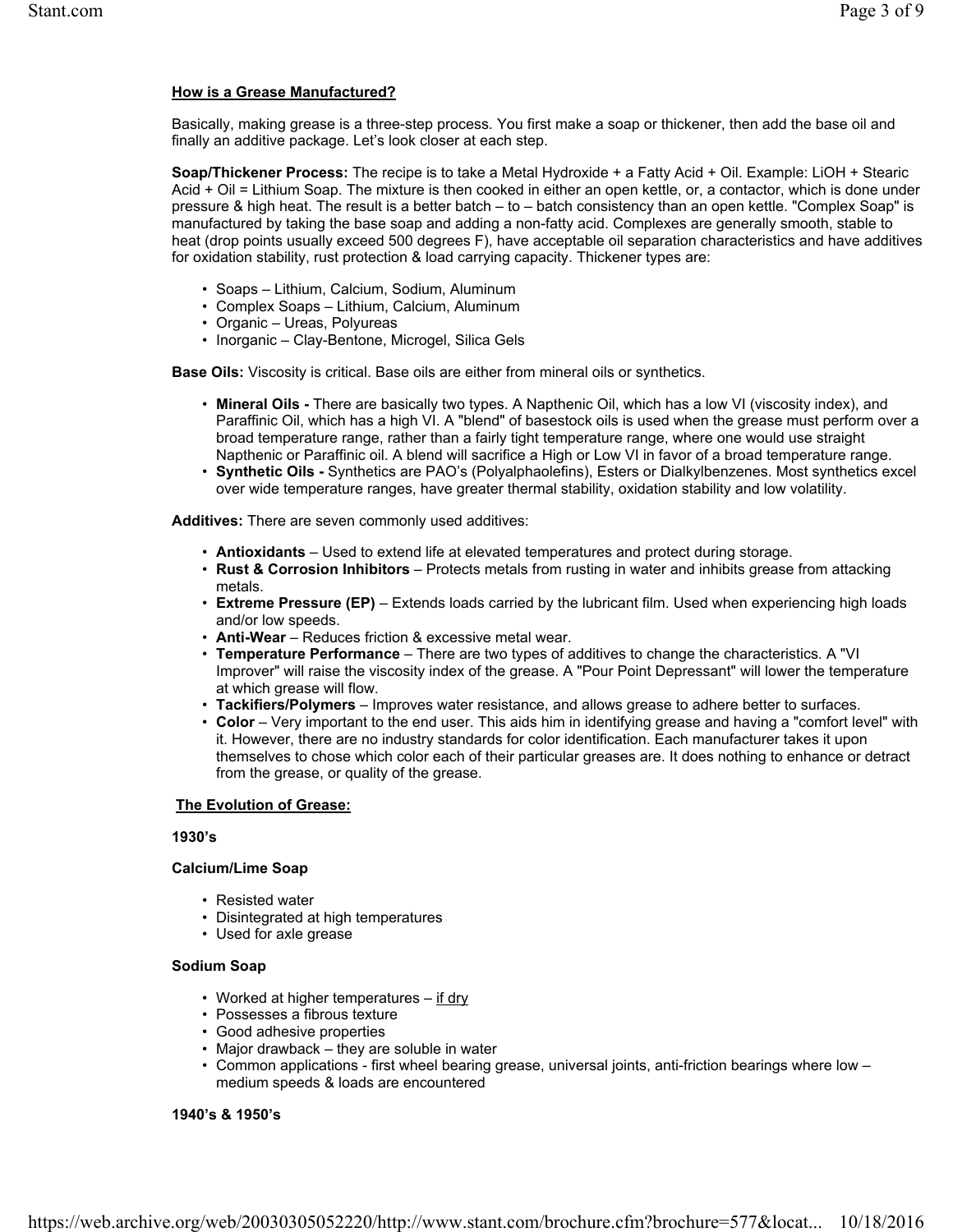## How is a Grease Manufactured?

Basically, making grease is a three-step process. You first make a soap or thickener, then add the base oil and finally an additive package. Let's look closer at each step.

**Soap/Thickener Process:** The recipe is to take a Metal Hydroxide + a Fatty Acid + Oil. Example: LiOH + Stearic Acid + Oil = Lithium Soap. The mixture is then cooked in either an open kettle, or, a contactor, which is done under pressure & high heat. The result is a better batch – to – batch consistency than an open kettle. "Complex Soap" is manufactured by taking the base soap and adding a non-fatty acid. Complexes are generally smooth, stable to heat (drop points usually exceed 500 degrees F), have acceptable oil separation characteristics and have additives for oxidation stability, rust protection & load carrying capacity. Thickener types are:

- Soaps – Lithium, Calcium, Sodium, Aluminum
- Complex Soaps – Lithium, Calcium, Aluminum
- Organic – Ureas, Polyureas
- Inorganic – Clay-Bentone, Microgel, Silica Gels

**Base Oils:** Viscosity is critical. Base oils are either from mineral oils or synthetics.

- **Mineral Oils -** There are basically two types. A Napthenic Oil, which has a low VI (viscosity index), and Paraffinic Oil, which has a high VI. A "blend" of basestock oils is used when the grease must perform over a broad temperature range, rather than a fairly tight temperature range, where one would use straight Napthenic or Paraffinic oil. A blend will sacrifice a High or Low VI in favor of a broad temperature range.
- **Synthetic Oils -** Synthetics are PAO's (Polyalphaolefins), Esters or Dialkylbenzenes. Most synthetics excel over wide temperature ranges, have greater thermal stability, oxidation stability and low volatility.

**Additives:** There are seven commonly used additives:

- **Antioxidants** – Used to extend life at elevated temperatures and protect during storage.
- **Rust & Corrosion Inhibitors** – Protects metals from rusting in water and inhibits grease from attacking metals.
- **Extreme Pressure (EP)** – Extends loads carried by the lubricant film. Used when experiencing high loads and/or low speeds.
- **Anti-Wear** – Reduces friction & excessive metal wear.
- **Temperature Performance** – There are two types of additives to change the characteristics. A "VI Improver" will raise the viscosity index of the grease. A "Pour Point Depressant" will lower the temperature at which grease will flow.
- **Tackifiers/Polymers** – Improves water resistance, and allows grease to adhere better to surfaces.
- **Color** – Very important to the end user. This aids him in identifying grease and having a "comfort level" with it. However, there are no industry standards for color identification. Each manufacturer takes it upon themselves to chose which color each of their particular greases are. It does nothing to enhance or detract from the grease, or quality of the grease.

## The Evolution of Grease:

**1930's**

**Calcium/Lime Soap**

- Resisted water
- Disintegrated at high temperatures
- Used for axle grease

**Sodium Soap**

- Worked at higher temperatures – <u>if dry</u>
- Possesses a fibrous texture
- Good adhesive properties
- Major drawback – they are soluble in water
- Common applications - first wheel bearing grease, universal joints, anti-friction bearings where low – medium speeds & loads are encountered

**1940's & 1950's**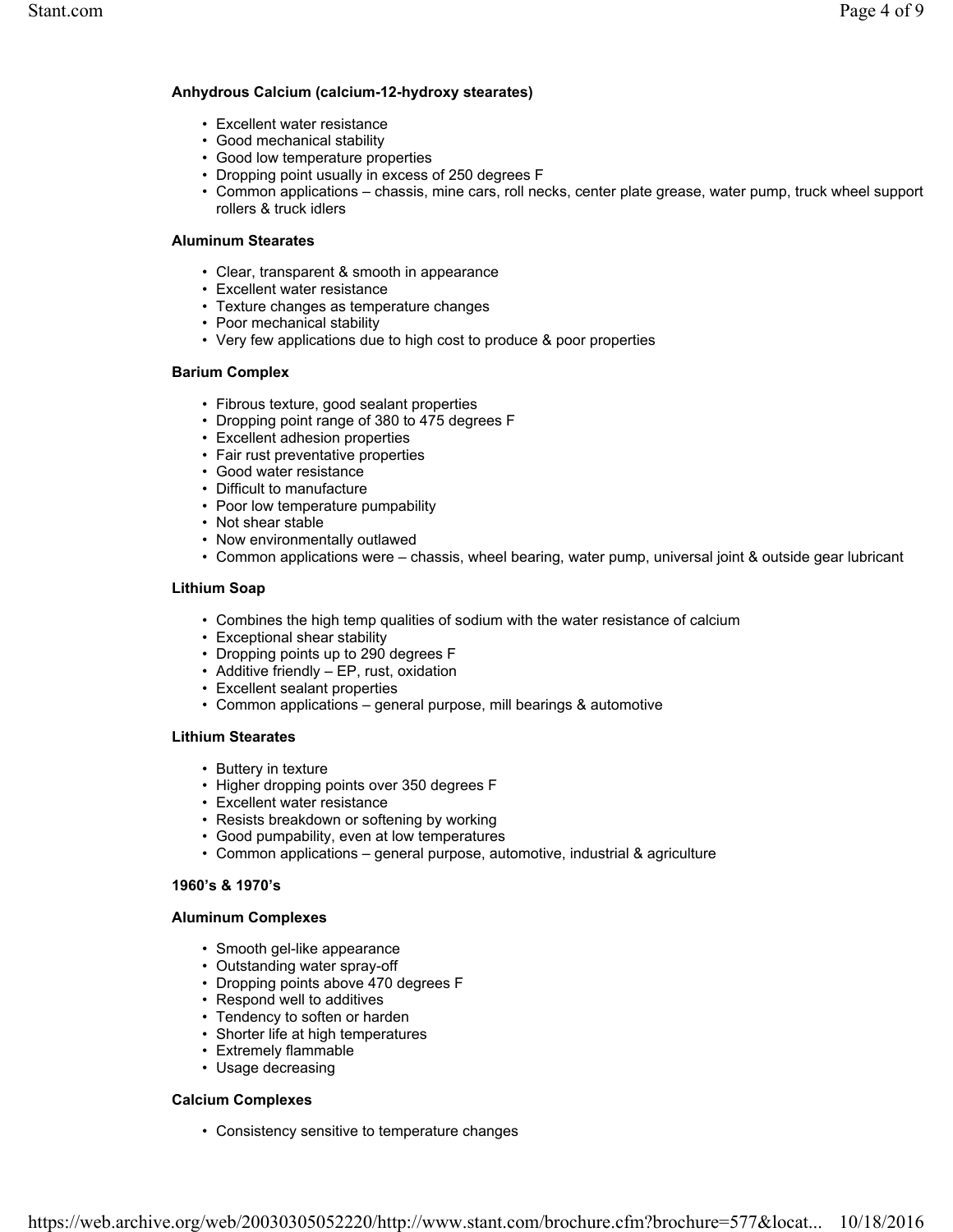**Anhydrous Calcium (calcium-12-hydroxy stearates)**

- Excellent water resistance
- Good mechanical stability
- Good low temperature properties
- Dropping point usually in excess of 250 degrees F
- Common applications – chassis, mine cars, roll necks, center plate grease, water pump, truck wheel support rollers & truck idlers

**Aluminum Stearates**

- Clear, transparent & smooth in appearance
- Excellent water resistance
- Texture changes as temperature changes
- Poor mechanical stability
- Very few applications due to high cost to produce & poor properties

**Barium Complex**

- Fibrous texture, good sealant properties
- Dropping point range of 380 to 475 degrees F
- Excellent adhesion properties
- Fair rust preventative properties
- Good water resistance
- Difficult to manufacture
- Poor low temperature pumpability
- Not shear stable
- Now environmentally outlawed
- Common applications were – chassis, wheel bearing, water pump, universal joint & outside gear lubricant

**Lithium Soap**

- Combines the high temp qualities of sodium with the water resistance of calcium
- Exceptional shear stability
- Dropping points up to 290 degrees F
- Additive friendly – EP, rust, oxidation
- Excellent sealant properties
- Common applications – general purpose, mill bearings & automotive

**Lithium Stearates**

- Buttery in texture
- Higher dropping points over 350 degrees F
- Excellent water resistance
- Resists breakdown or softening by working
- Good pumpability, even at low temperatures
- Common applications – general purpose, automotive, industrial & agriculture

**1960's & 1970's**

**Aluminum Complexes**

- Smooth gel-like appearance
- Outstanding water spray-off
- Dropping points above 470 degrees F
- Respond well to additives
- Tendency to soften or harden
- Shorter life at high temperatures
- Extremely flammable
- Usage decreasing

**Calcium Complexes**

- Consistency sensitive to temperature changes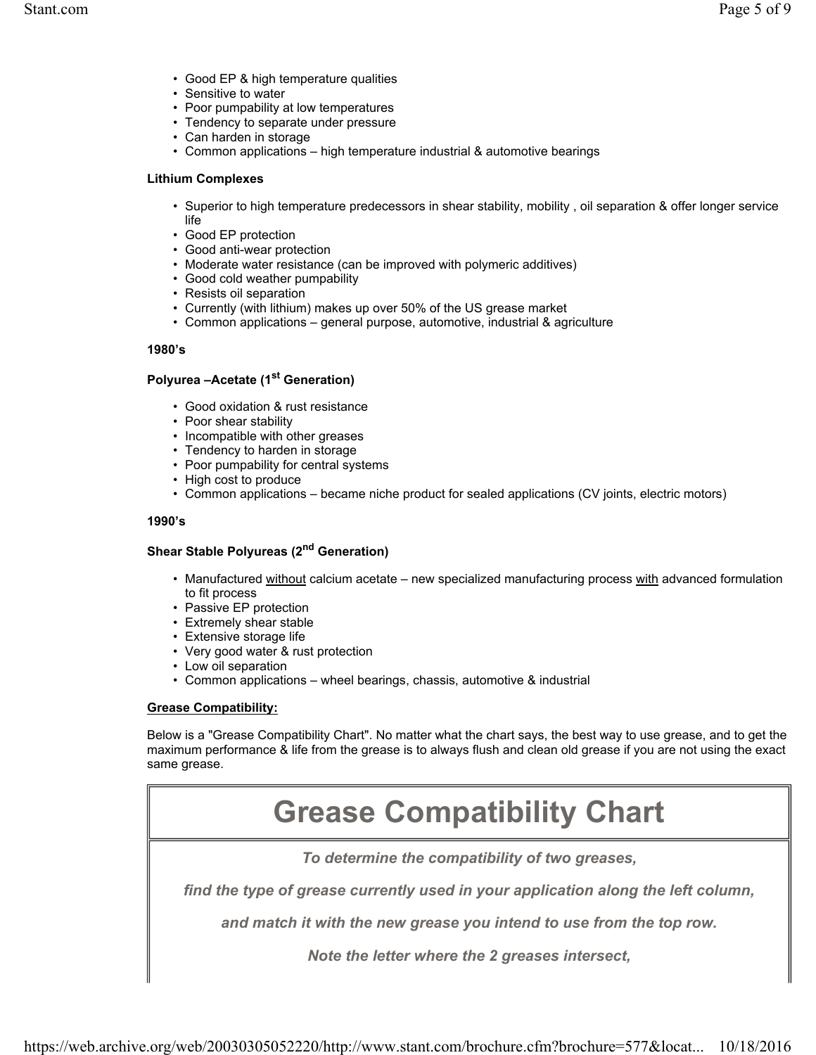- Good EP & high temperature qualities
- Sensitive to water
- Poor pumpability at low temperatures
- Tendency to separate under pressure
- Can harden in storage
- Common applications – high temperature industrial & automotive bearings

**Lithium Complexes**

- Superior to high temperature predecessors in shear stability, mobility , oil separation & offer longer service life
- Good EP protection
- Good anti-wear protection
- Moderate water resistance (can be improved with polymeric additives)
- Good cold weather pumpability
- Resists oil separation
- Currently (with lithium) makes up over 50% of the US grease market
- Common applications – general purpose, automotive, industrial & agriculture

**1980's**

**Polyurea –Acetate (1st Generation)**

- Good oxidation & rust resistance
- Poor shear stability
- Incompatible with other greases
- Tendency to harden in storage
- Poor pumpability for central systems
- High cost to produce
- Common applications – became niche product for sealed applications (CV joints, electric motors)

**1990's**

**Shear Stable Polyureas (2nd Generation)**

- Manufactured <u>without</u> calcium acetate – new specialized manufacturing process <u>with</u> advanced formulation to fit process
- Passive EP protection
- Extremely shear stable
- Extensive storage life
- Very good water & rust protection
- Low oil separation
- Common applications – wheel bearings, chassis, automotive & industrial

**<u>Grease Compatibility:</u>**

Below is a "Grease Compatibility Chart". No matter what the chart says, the best way to use grease, and to get the maximum performance & life from the grease is to always flush and clean old grease if you are not using the exact same grease.

# Grease Compatibility Chart

***To determine the compatibility of two greases,***

***find the type of grease currently used in your application along the left column,***

***and match it with the new grease you intend to use from the top row.***

***Note the letter where the 2 greases intersect,***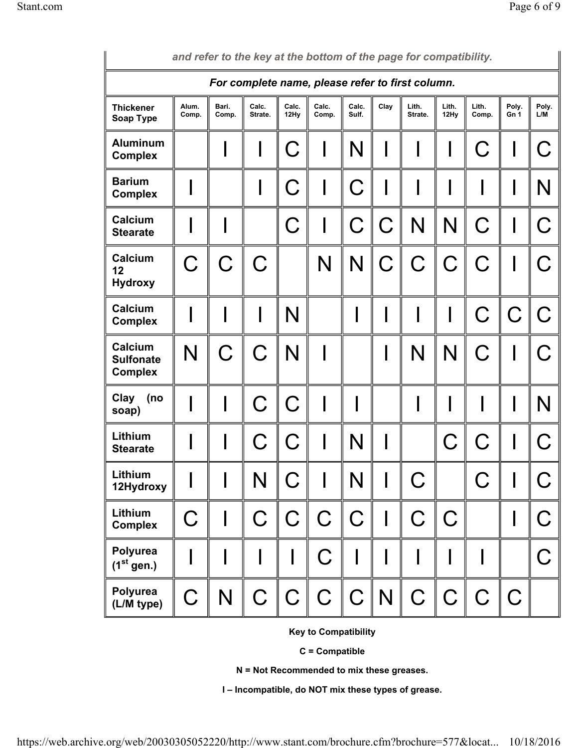| *and refer to the key at the bottom of the page for compatibility.* | | | | | | | | | | | | |
|---|---|---|---|---|---|---|---|---|---|---|---|---|
| ***For complete name, please refer to first column.*** | | | | | | | | | | | | |
| **Thickener Soap Type** | **Alum. Comp.** | **Bari. Comp.** | **Calc. Strate.** | **Calc. 12Hy** | **Calc. Comp.** | **Calc. Sulf.** | **Clay** | **Lith. Strate.** | **Lith. 12Hy** | **Lith. Comp.** | **Poly. Gn 1** | **Poly. L/M** |
| **Aluminum Complex** | | I | I | C | I | N | I | I | I | C | I | C |
| **Barium Complex** | I | | I | C | I | C | I | I | I | I | I | N |
| **Calcium Stearate** | I | I | | C | I | C | C | N | N | C | I | C |
| **Calcium 12 Hydroxy** | C | C | C | | N | N | C | C | C | C | I | C |
| **Calcium Complex** | I | I | I | N | | I | I | I | I | C | C | C |
| **Calcium Sulfonate Complex** | N | C | C | N | I | | I | N | N | C | I | C |
| **Clay (no soap)** | I | I | C | C | I | I | | I | I | I | I | N |
| **Lithium Stearate** | I | I | C | C | I | N | I | | C | C | I | C |
| **Lithium 12Hydroxy** | I | I | N | C | I | N | I | C | | C | I | C |
| **Lithium Complex** | C | I | C | C | C | C | I | C | C | | I | C |
| **Polyurea (1st gen.)** | I | I | I | I | C | I | I | I | I | I | | C |
| **Polyurea (L/M type)** | C | N | C | C | C | C | N | C | C | C | C | |

**Key to Compatibility**

**C = Compatible**

**N = Not Recommended to mix these greases.**

**I – Incompatible, do NOT mix these types of grease.**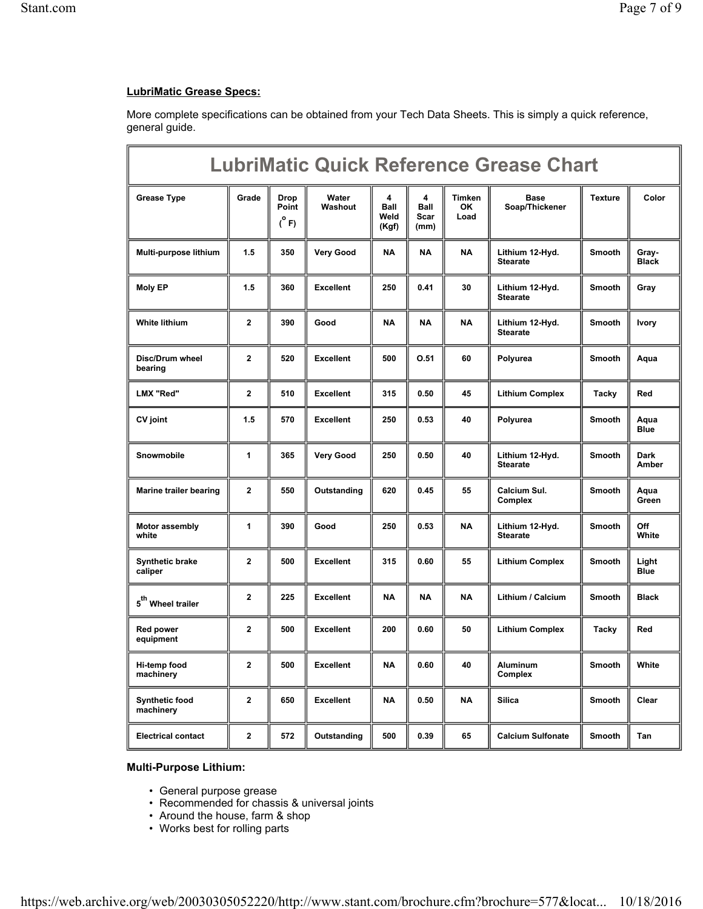**LubriMatic Grease Specs:**

More complete specifications can be obtained from your Tech Data Sheets. This is simply a quick reference, general guide.

## LubriMatic Quick Reference Grease Chart

| Grease Type | Grade | Drop Point (°F) | Water Washout | 4 Ball Weld (Kgf) | 4 Ball Scar (mm) | Timken OK Load | Base Soap/Thickener | Texture | Color |
|---|---|---|---|---|---|---|---|---|---|
| Multi-purpose lithium | 1.5 | 350 | Very Good | NA | NA | NA | Lithium 12-Hyd. Stearate | Smooth | Gray-Black |
| Moly EP | 1.5 | 360 | Excellent | 250 | 0.41 | 30 | Lithium 12-Hyd. Stearate | Smooth | Gray |
| White lithium | 2 | 390 | Good | NA | NA | NA | Lithium 12-Hyd. Stearate | Smooth | Ivory |
| Disc/Drum wheel bearing | 2 | 520 | Excellent | 500 | O.51 | 60 | Polyurea | Smooth | Aqua |
| LMX "Red" | 2 | 510 | Excellent | 315 | 0.50 | 45 | Lithium Complex | Tacky | Red |
| CV joint | 1.5 | 570 | Excellent | 250 | 0.53 | 40 | Polyurea | Smooth | Aqua Blue |
| Snowmobile | 1 | 365 | Very Good | 250 | 0.50 | 40 | Lithium 12-Hyd. Stearate | Smooth | Dark Amber |
| Marine trailer bearing | 2 | 550 | Outstanding | 620 | 0.45 | 55 | Calcium Sul. Complex | Smooth | Aqua Green |
| Motor assembly white | 1 | 390 | Good | 250 | 0.53 | NA | Lithium 12-Hyd. Stearate | Smooth | Off White |
| Synthetic brake caliper | 2 | 500 | Excellent | 315 | 0.60 | 55 | Lithium Complex | Smooth | Light Blue |
| 5th Wheel trailer | 2 | 225 | Excellent | NA | NA | NA | Lithium / Calcium | Smooth | Black |
| Red power equipment | 2 | 500 | Excellent | 200 | 0.60 | 50 | Lithium Complex | Tacky | Red |
| Hi-temp food machinery | 2 | 500 | Excellent | NA | 0.60 | 40 | Aluminum Complex | Smooth | White |
| Synthetic food machinery | 2 | 650 | Excellent | NA | 0.50 | NA | Silica | Smooth | Clear |
| Electrical contact | 2 | 572 | Outstanding | 500 | 0.39 | 65 | Calcium Sulfonate | Smooth | Tan |

**Multi-Purpose Lithium:**

- General purpose grease
- Recommended for chassis & universal joints
- Around the house, farm & shop
- Works best for rolling parts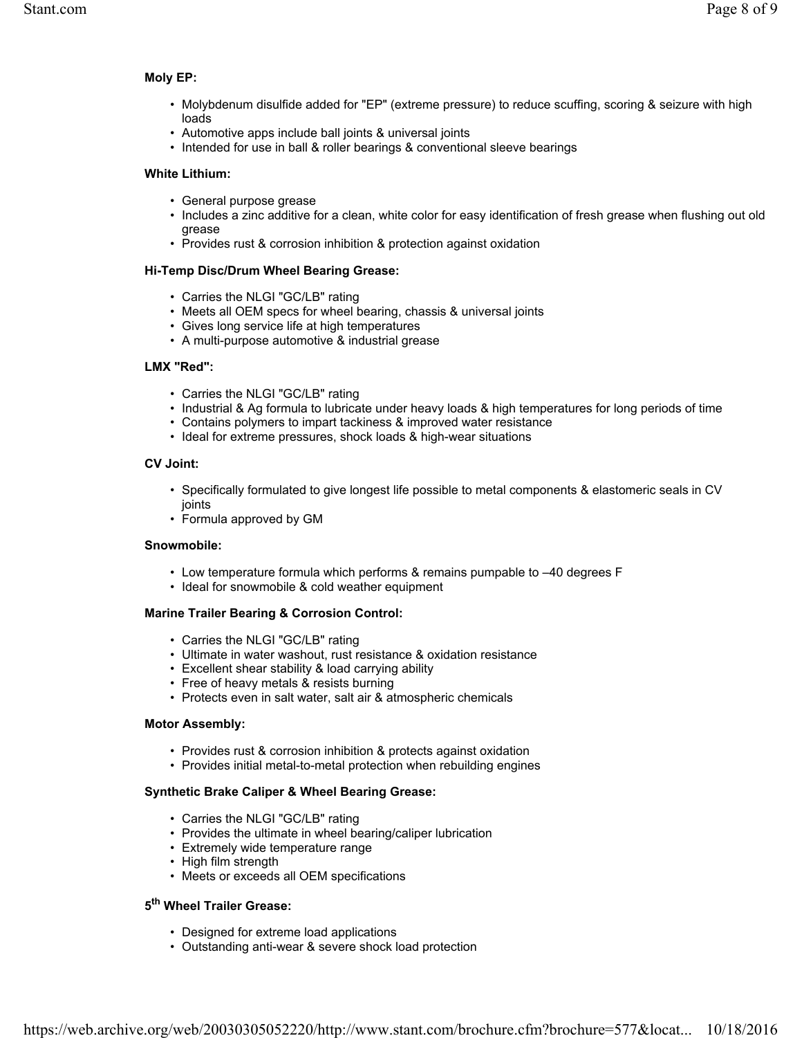**Moly EP:**

- Molybdenum disulfide added for "EP" (extreme pressure) to reduce scuffing, scoring & seizure with high loads
- Automotive apps include ball joints & universal joints
- Intended for use in ball & roller bearings & conventional sleeve bearings

**White Lithium:**

- General purpose grease
- Includes a zinc additive for a clean, white color for easy identification of fresh grease when flushing out old grease
- Provides rust & corrosion inhibition & protection against oxidation

**Hi-Temp Disc/Drum Wheel Bearing Grease:**

- Carries the NLGI "GC/LB" rating
- Meets all OEM specs for wheel bearing, chassis & universal joints
- Gives long service life at high temperatures
- A multi-purpose automotive & industrial grease

**LMX "Red":**

- Carries the NLGI "GC/LB" rating
- Industrial & Ag formula to lubricate under heavy loads & high temperatures for long periods of time
- Contains polymers to impart tackiness & improved water resistance
- Ideal for extreme pressures, shock loads & high-wear situations

**CV Joint:**

- Specifically formulated to give longest life possible to metal components & elastomeric seals in CV joints
- Formula approved by GM

**Snowmobile:**

- Low temperature formula which performs & remains pumpable to –40 degrees F
- Ideal for snowmobile & cold weather equipment

**Marine Trailer Bearing & Corrosion Control:**

- Carries the NLGI "GC/LB" rating
- Ultimate in water washout, rust resistance & oxidation resistance
- Excellent shear stability & load carrying ability
- Free of heavy metals & resists burning
- Protects even in salt water, salt air & atmospheric chemicals

**Motor Assembly:**

- Provides rust & corrosion inhibition & protects against oxidation
- Provides initial metal-to-metal protection when rebuilding engines

**Synthetic Brake Caliper & Wheel Bearing Grease:**

- Carries the NLGI "GC/LB" rating
- Provides the ultimate in wheel bearing/caliper lubrication
- Extremely wide temperature range
- High film strength
- Meets or exceeds all OEM specifications

**5th Wheel Trailer Grease:**

- Designed for extreme load applications
- Outstanding anti-wear & severe shock load protection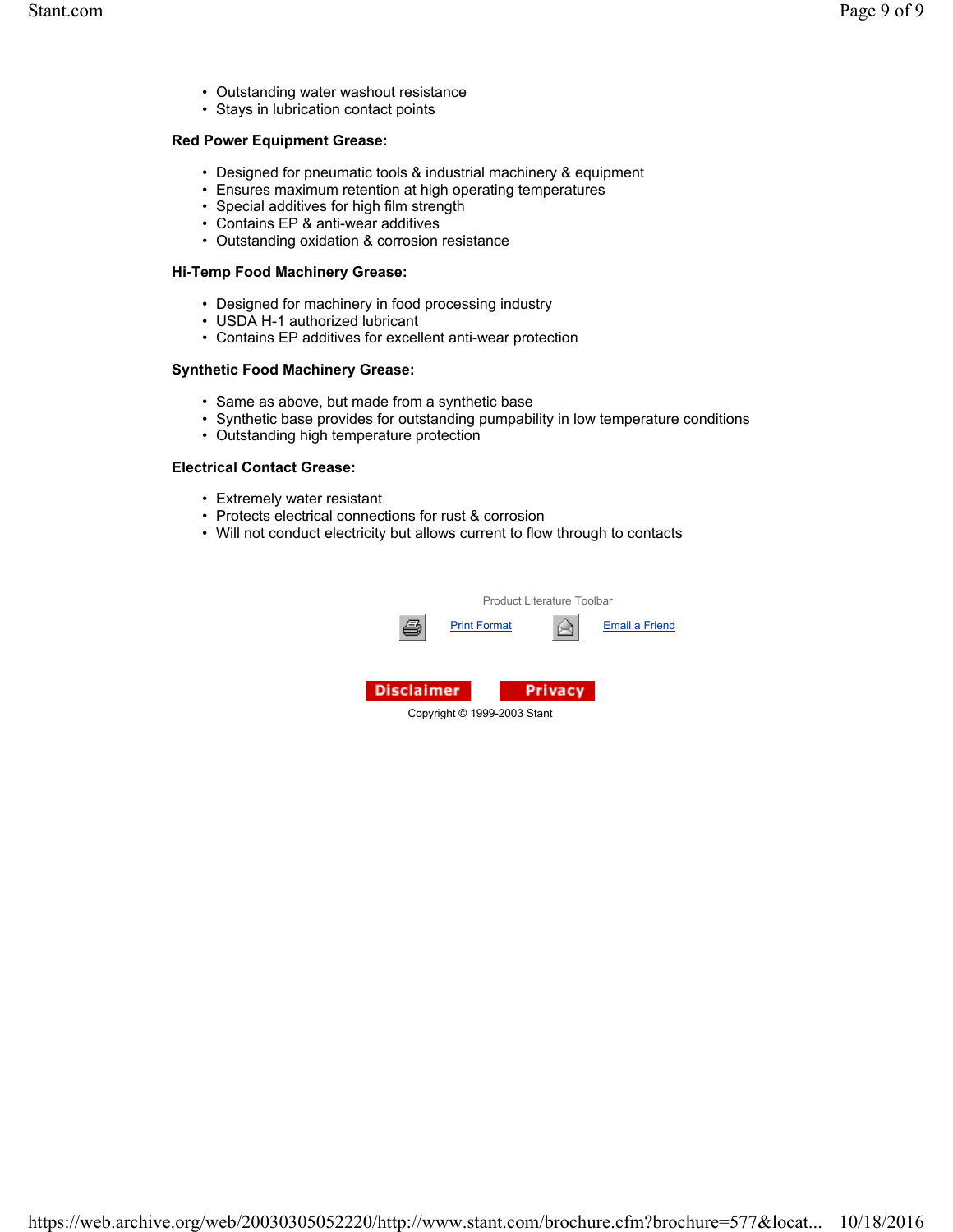- Outstanding water washout resistance
- Stays in lubrication contact points

**Red Power Equipment Grease:**

- Designed for pneumatic tools & industrial machinery & equipment
- Ensures maximum retention at high operating temperatures
- Special additives for high film strength
- Contains EP & anti-wear additives
- Outstanding oxidation & corrosion resistance

**Hi-Temp Food Machinery Grease:**

- Designed for machinery in food processing industry
- USDA H-1 authorized lubricant
- Contains EP additives for excellent anti-wear protection

**Synthetic Food Machinery Grease:**

- Same as above, but made from a synthetic base
- Synthetic base provides for outstanding pumpability in low temperature conditions
- Outstanding high temperature protection

**Electrical Contact Grease:**

- Extremely water resistant
- Protects electrical connections for rust & corrosion
- Will not conduct electricity but allows current to flow through to contacts

Product Literature Toolbar

Print Format　　Email a Friend

Disclaimer　　Privacy

Copyright © 1999-2003 Stant